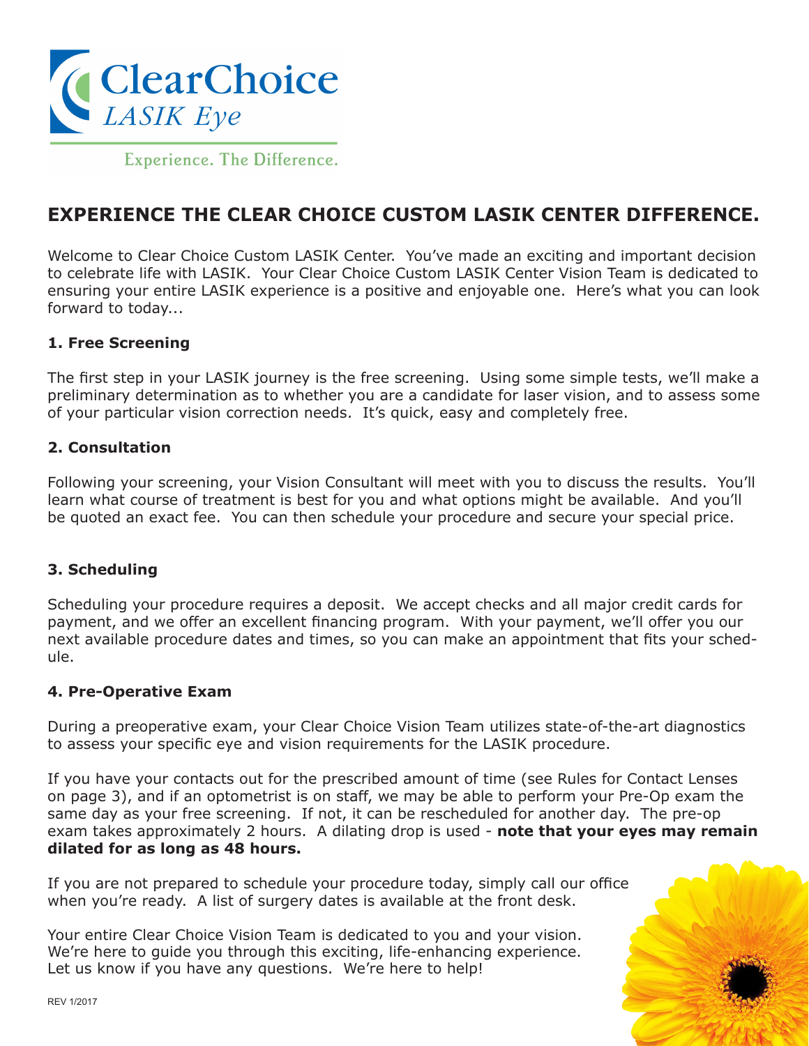ClearChoice
*LASIK Eye*

Experience. The Difference.

# EXPERIENCE THE CLEAR CHOICE CUSTOM LASIK CENTER DIFFERENCE.

Welcome to Clear Choice Custom LASIK Center. You've made an exciting and important decision to celebrate life with LASIK. Your Clear Choice Custom LASIK Center Vision Team is dedicated to ensuring your entire LASIK experience is a positive and enjoyable one. Here's what you can look forward to today...

### 1. Free Screening

The first step in your LASIK journey is the free screening. Using some simple tests, we'll make a preliminary determination as to whether you are a candidate for laser vision, and to assess some of your particular vision correction needs. It's quick, easy and completely free.

### 2. Consultation

Following your screening, your Vision Consultant will meet with you to discuss the results. You'll learn what course of treatment is best for you and what options might be available. And you'll be quoted an exact fee. You can then schedule your procedure and secure your special price.

### 3. Scheduling

Scheduling your procedure requires a deposit. We accept checks and all major credit cards for payment, and we offer an excellent financing program. With your payment, we'll offer you our next available procedure dates and times, so you can make an appointment that fits your schedule.

### 4. Pre-Operative Exam

During a preoperative exam, your Clear Choice Vision Team utilizes state-of-the-art diagnostics to assess your specific eye and vision requirements for the LASIK procedure.

If you have your contacts out for the prescribed amount of time (see Rules for Contact Lenses on page 3), and if an optometrist is on staff, we may be able to perform your Pre-Op exam the same day as your free screening. If not, it can be rescheduled for another day. The pre-op exam takes approximately 2 hours. A dilating drop is used - **note that your eyes may remain dilated for as long as 48 hours.**

If you are not prepared to schedule your procedure today, simply call our office when you're ready. A list of surgery dates is available at the front desk.

Your entire Clear Choice Vision Team is dedicated to you and your vision. We're here to guide you through this exciting, life-enhancing experience. Let us know if you have any questions. We're here to help!

REV 1/2017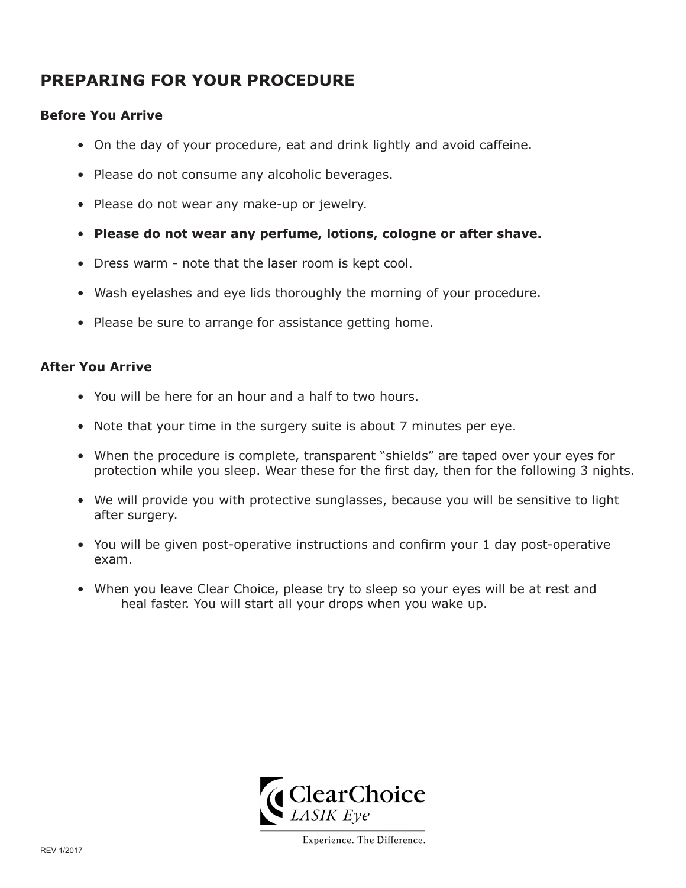# PREPARING FOR YOUR PROCEDURE

### Before You Arrive

- On the day of your procedure, eat and drink lightly and avoid caffeine.
- Please do not consume any alcoholic beverages.
- Please do not wear any make-up or jewelry.
- **Please do not wear any perfume, lotions, cologne or after shave.**
- Dress warm - note that the laser room is kept cool.
- Wash eyelashes and eye lids thoroughly the morning of your procedure.
- Please be sure to arrange for assistance getting home.

### After You Arrive

- You will be here for an hour and a half to two hours.
- Note that your time in the surgery suite is about 7 minutes per eye.
- When the procedure is complete, transparent "shields" are taped over your eyes for protection while you sleep. Wear these for the first day, then for the following 3 nights.
- We will provide you with protective sunglasses, because you will be sensitive to light after surgery.
- You will be given post-operative instructions and confirm your 1 day post-operative exam.
- When you leave Clear Choice, please try to sleep so your eyes will be at rest and heal faster. You will start all your drops when you wake up.

ClearChoice *LASIK Eye*

Experience. The Difference.

REV 1/2017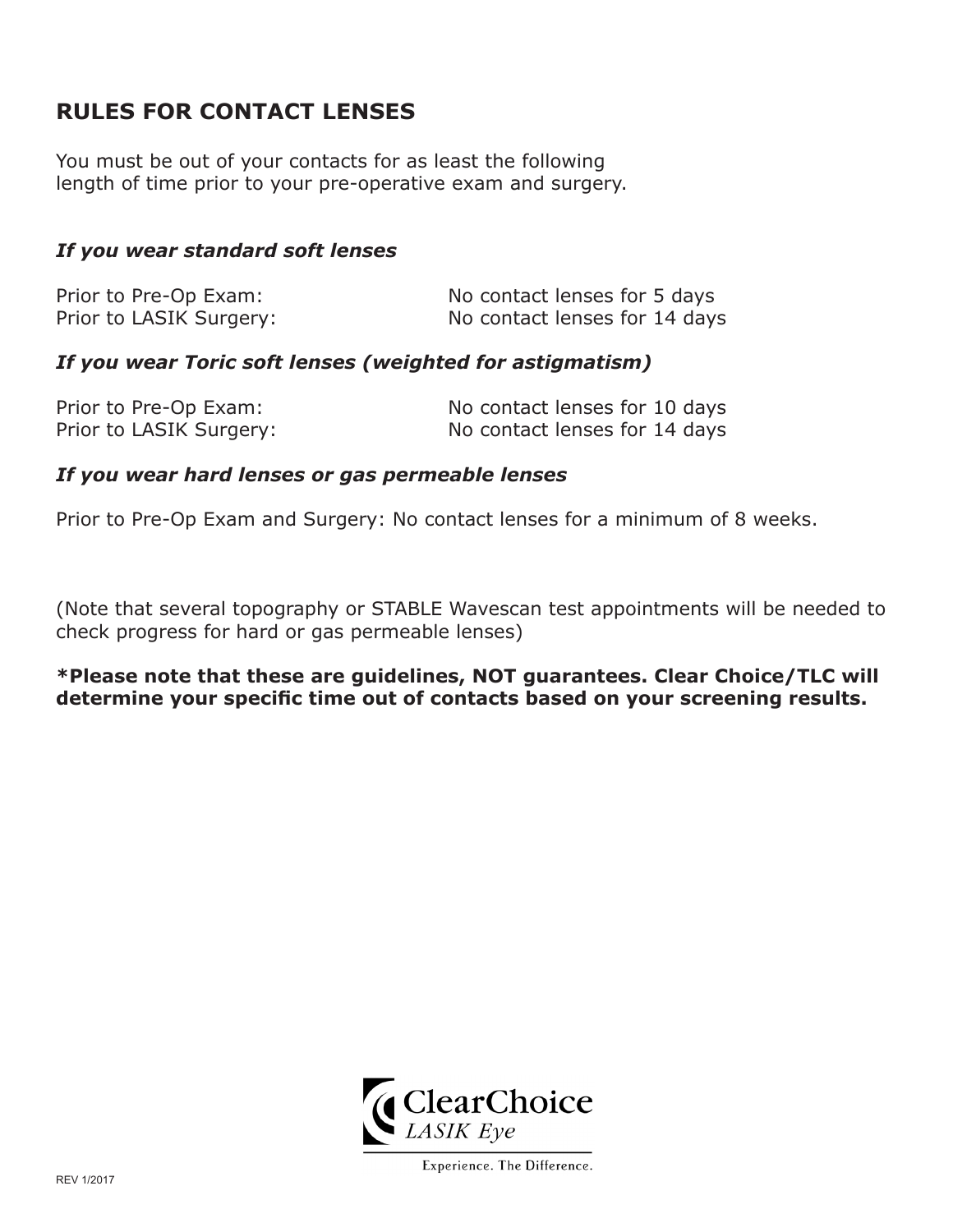## RULES FOR CONTACT LENSES

You must be out of your contacts for as least the following length of time prior to your pre-operative exam and surgery.

### *If you wear standard soft lenses*

| | |
|---|---|
| Prior to Pre-Op Exam: | No contact lenses for 5 days |
| Prior to LASIK Surgery: | No contact lenses for 14 days |

### *If you wear Toric soft lenses (weighted for astigmatism)*

| | |
|---|---|
| Prior to Pre-Op Exam: | No contact lenses for 10 days |
| Prior to LASIK Surgery: | No contact lenses for 14 days |

### *If you wear hard lenses or gas permeable lenses*

Prior to Pre-Op Exam and Surgery: No contact lenses for a minimum of 8 weeks.

(Note that several topography or STABLE Wavescan test appointments will be needed to check progress for hard or gas permeable lenses)

**\*Please note that these are guidelines, NOT guarantees. Clear Choice/TLC will determine your specific time out of contacts based on your screening results.**

ClearChoice LASIK Eye

Experience. The Difference.

REV 1/2017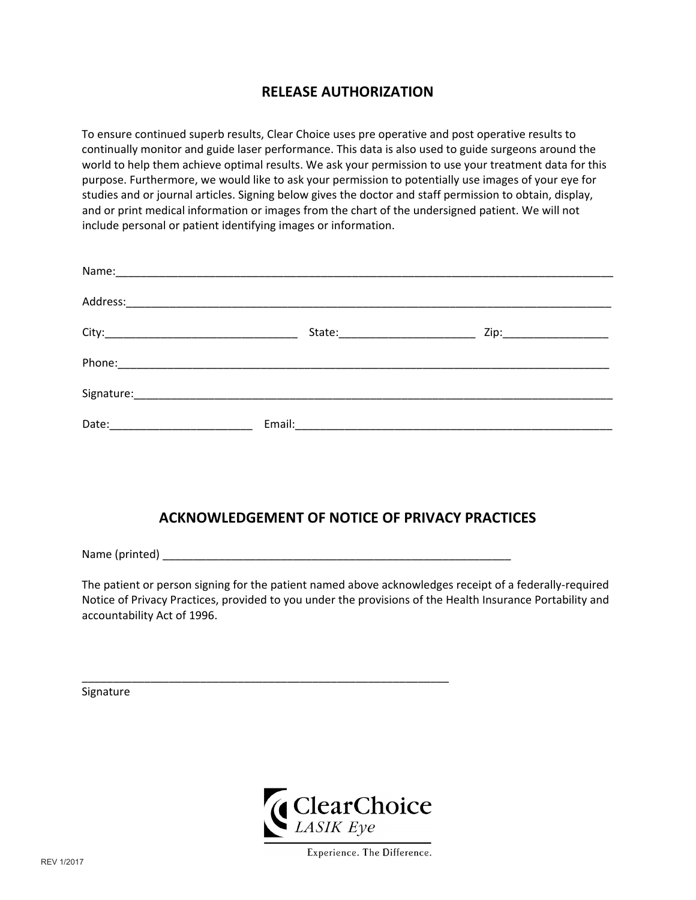## RELEASE AUTHORIZATION

To ensure continued superb results, Clear Choice uses pre operative and post operative results to continually monitor and guide laser performance. This data is also used to guide surgeons around the world to help them achieve optimal results. We ask your permission to use your treatment data for this purpose. Furthermore, we would like to ask your permission to potentially use images of your eye for studies and or journal articles. Signing below gives the doctor and staff permission to obtain, display, and or print medical information or images from the chart of the undersigned patient. We will not include personal or patient identifying images or information.

Name:_______________________________________________________________________________

Address:_____________________________________________________________________________

City:______________________________ State:_____________________ Zip:________________

Phone:______________________________________________________________________________

Signature:___________________________________________________________________________

Date:______________________ Email:_________________________________________________

## ACKNOWLEDGEMENT OF NOTICE OF PRIVACY PRACTICES

Name (printed) _______________________________________________________

The patient or person signing for the patient named above acknowledges receipt of a federally-required Notice of Privacy Practices, provided to you under the provisions of the Health Insurance Portability and accountability Act of 1996.

__________________________________________________________

Signature

ClearChoice
*LASIK Eye*

Experience. The Difference.

REV 1/2017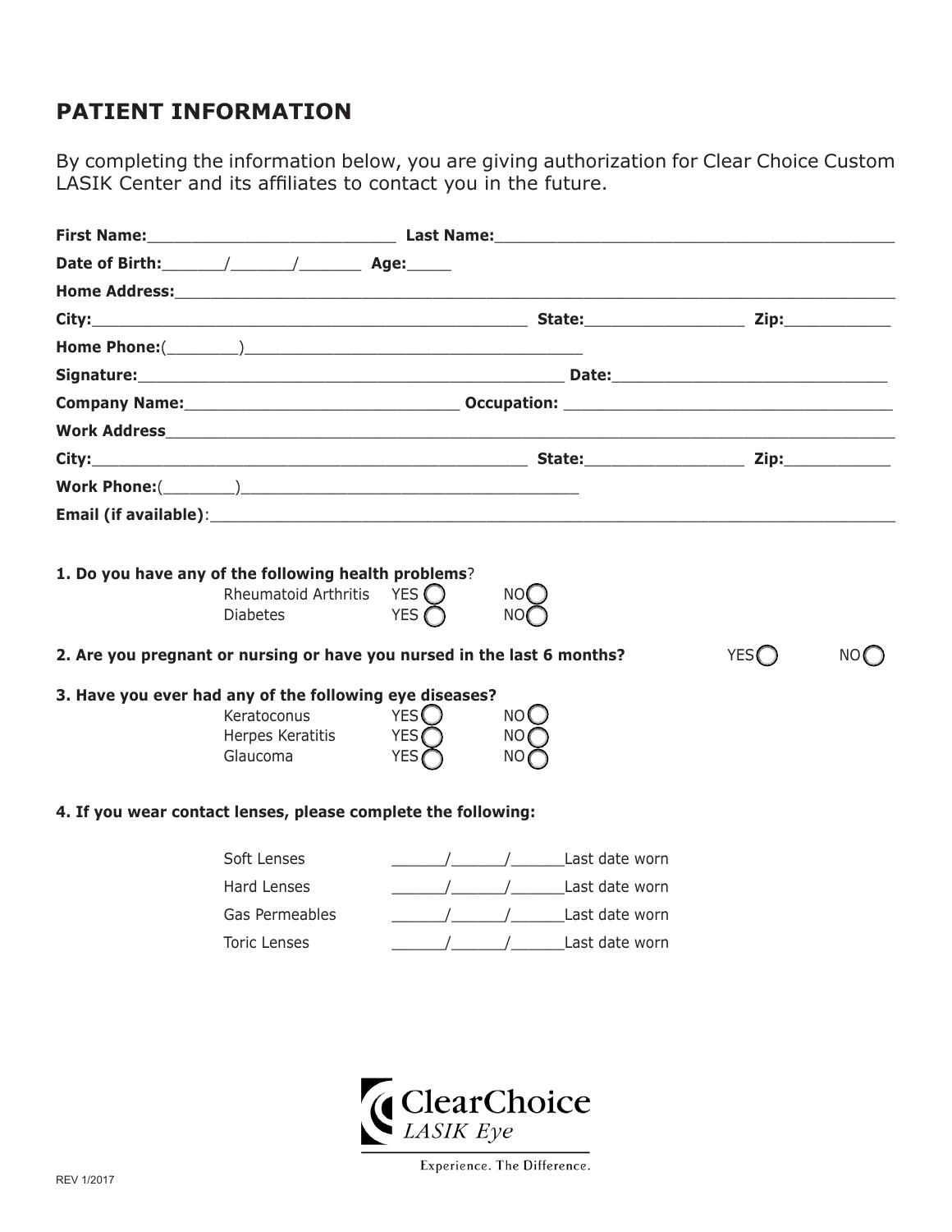## PATIENT INFORMATION

By completing the information below, you are giving authorization for Clear Choice Custom LASIK Center and its affiliates to contact you in the future.

**First Name:**__________________________ **Last Name:**_________________________________________

**Date of Birth:**______/______/______ **Age:**_____

**Home Address:**_______________________________________________________________________________

**City:**______________________________________________ **State:**_________________ **Zip:**___________

**Home Phone:**(________)____________________________________

**Signature:**____________________________________________ **Date:**____________________________

**Company Name:**_____________________________ **Occupation:** ___________________________________

**Work Address**_______________________________________________________________________________

**City:**______________________________________________ **State:**_________________ **Zip:**___________

**Work Phone:**(________)____________________________________

**Email (if available)**:_______________________________________________________________________

**1. Do you have any of the following health problems**?

| | | |
|---|---|---|
| Rheumatoid Arthritis | YES ◯ | NO◯ |
| Diabetes | YES ◯ | NO◯ |

**2. Are you pregnant or nursing or have you nursed in the last 6 months?** YES◯ NO◯

**3. Have you ever had any of the following eye diseases?**

| | | |
|---|---|---|
| Keratoconus | YES◯ | NO◯ |
| Herpes Keratitis | YES◯ | NO◯ |
| Glaucoma | YES◯ | NO◯ |

**4. If you wear contact lenses, please complete the following:**

| | |
|---|---|
| Soft Lenses | ______/______/______Last date worn |
| Hard Lenses | ______/______/______Last date worn |
| Gas Permeables | ______/______/______Last date worn |
| Toric Lenses | ______/______/______Last date worn |

ClearChoice
*LASIK Eye*

Experience. The Difference.

REV 1/2017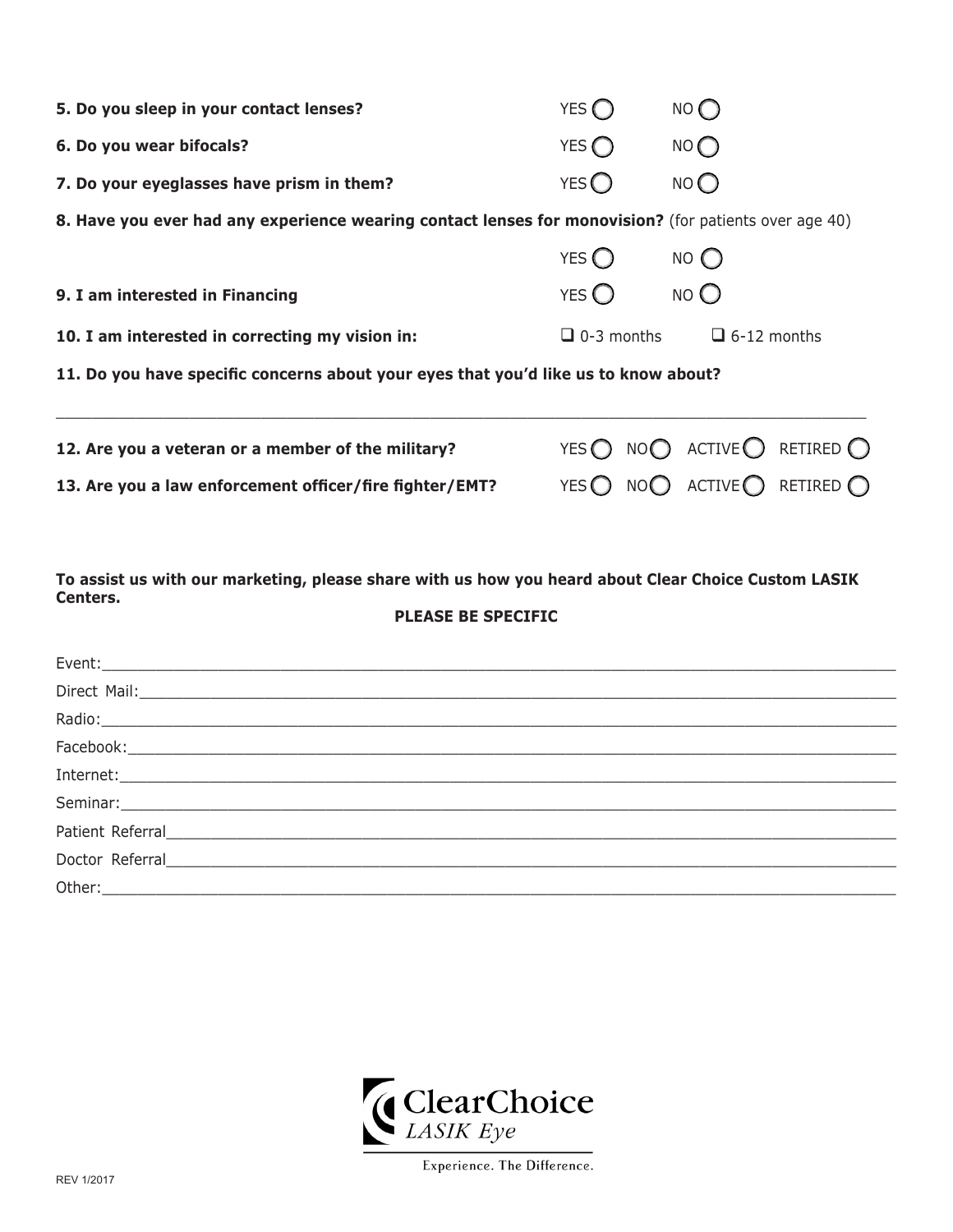**5. Do you sleep in your contact lenses?** YES ◯ NO ◯

**6. Do you wear bifocals?** YES ◯ NO ◯

**7. Do your eyeglasses have prism in them?** YES ◯ NO ◯

**8. Have you ever had any experience wearing contact lenses for monovision?** (for patients over age 40)

YES ◯ NO ◯

**9. I am interested in Financing** YES ◯ NO ◯

**10. I am interested in correcting my vision in:** ☐ 0-3 months ☐ 6-12 months

**11. Do you have specific concerns about your eyes that you'd like us to know about?**

______________________________________________________________________________

**12. Are you a veteran or a member of the military?** YES ◯ NO ◯ ACTIVE ◯ RETIRED ◯

**13. Are you a law enforcement officer/fire fighter/EMT?** YES ◯ NO ◯ ACTIVE ◯ RETIRED ◯

**To assist us with our marketing, please share with us how you heard about Clear Choice Custom LASIK Centers.**

**PLEASE BE SPECIFIC**

Event:______________________________________________________________________

Direct Mail:_________________________________________________________________

Radio:______________________________________________________________________

Facebook:___________________________________________________________________

Internet:____________________________________________________________________

Seminar:____________________________________________________________________

Patient Referral______________________________________________________________

Doctor Referral______________________________________________________________

Other:______________________________________________________________________

ClearChoice *LASIK Eye*

Experience. The Difference.

REV 1/2017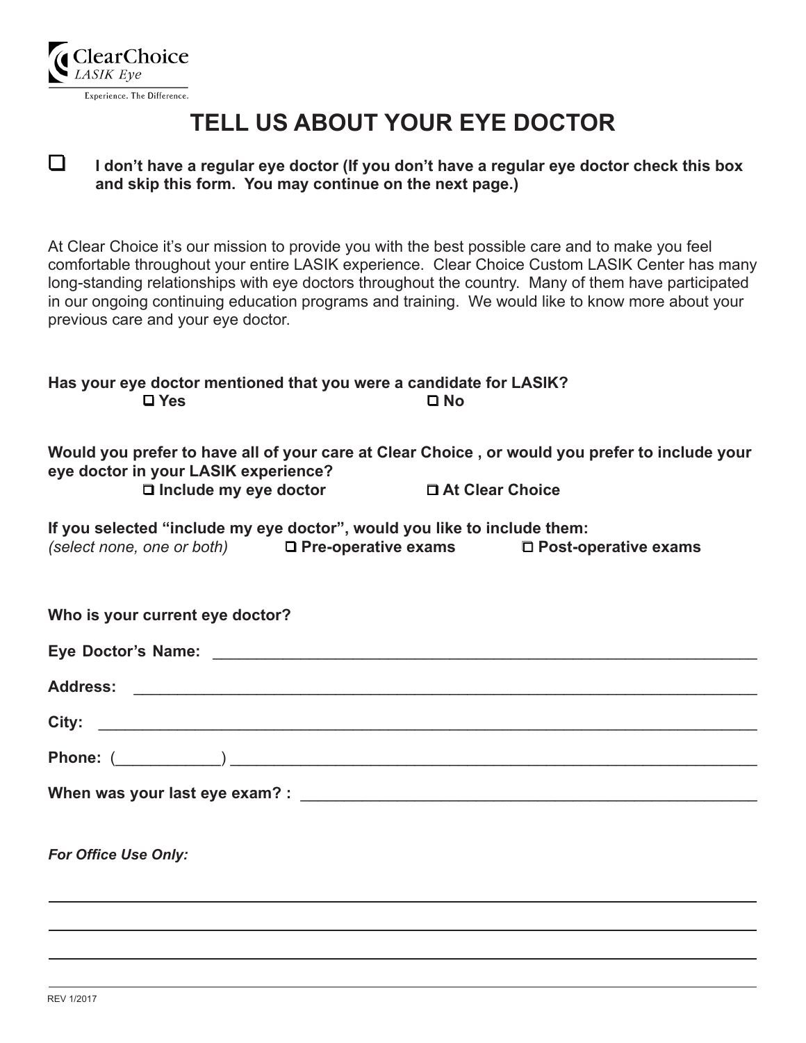ClearChoice
LASIK Eye
Experience. The Difference.

# TELL US ABOUT YOUR EYE DOCTOR

☐ **I don't have a regular eye doctor (If you don't have a regular eye doctor check this box and skip this form. You may continue on the next page.)**

At Clear Choice it's our mission to provide you with the best possible care and to make you feel comfortable throughout your entire LASIK experience. Clear Choice Custom LASIK Center has many long-standing relationships with eye doctors throughout the country. Many of them have participated in our ongoing continuing education programs and training. We would like to know more about your previous care and your eye doctor.

**Has your eye doctor mentioned that you were a candidate for LASIK?**

☐ **Yes** ☐ **No**

**Would you prefer to have all of your care at Clear Choice , or would you prefer to include your eye doctor in your LASIK experience?**

☐ **Include my eye doctor** ☐ **At Clear Choice**

**If you selected "include my eye doctor", would you like to include them:**

*(select none, one or both)* ☐ **Pre-operative exams** ☐ **Post-operative exams**

**Who is your current eye doctor?**

**Eye Doctor's Name:** ____________________________________________

**Address:** ____________________________________________

**City:** ____________________________________________

**Phone:** (__________) ____________________________________________

**When was your last eye exam? :** ____________________________________________

***For Office Use Only:***

____________________________________________

____________________________________________

____________________________________________

REV 1/2017